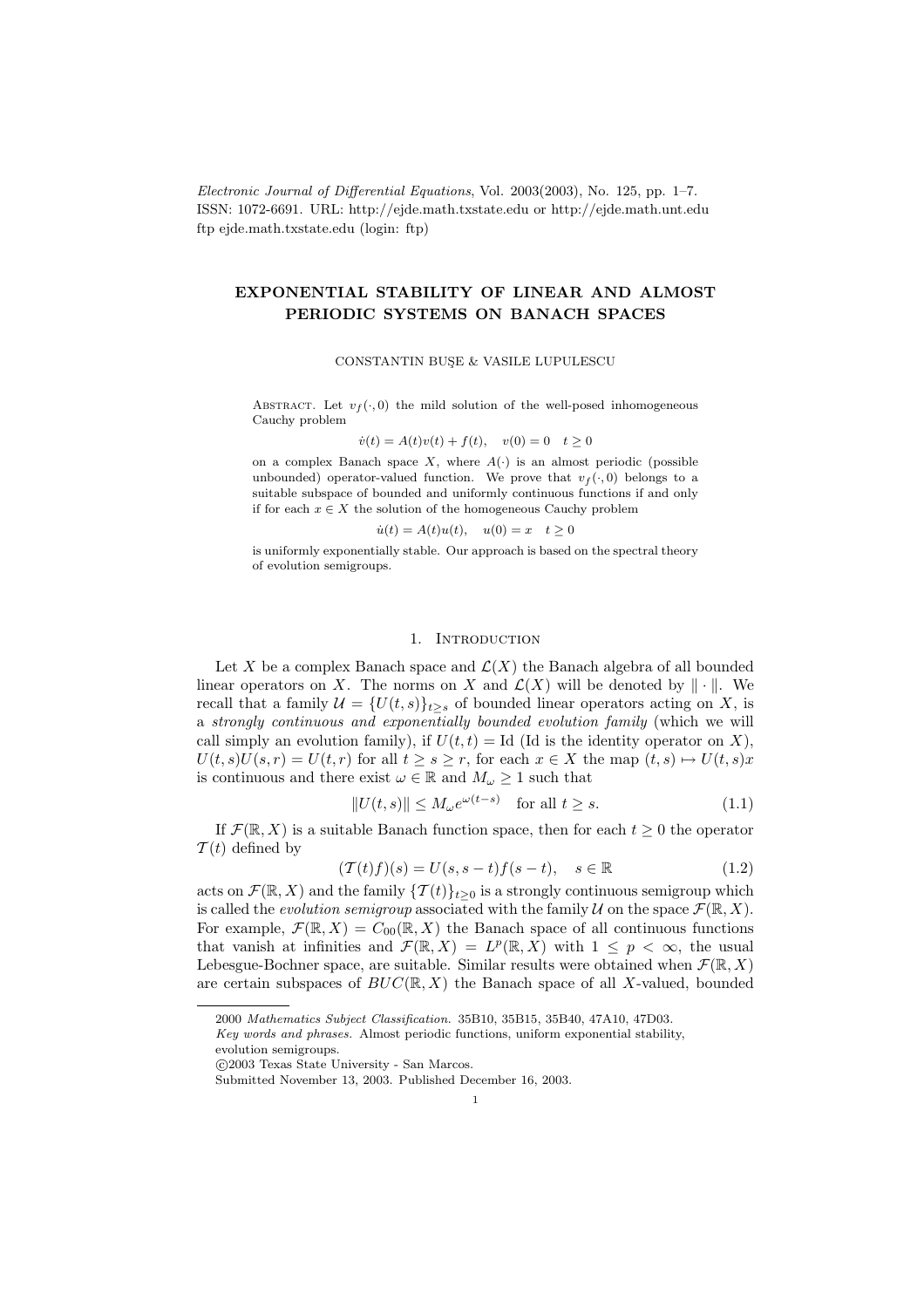*Electronic Journal of Differential Equations*, Vol. 2003(2003), No. 125, pp. 1–7.
ISSN: 1072-6691. URL: http://ejde.math.txstate.edu or http://ejde.math.unt.edu
ftp ejde.math.txstate.edu (login: ftp)

# EXPONENTIAL STABILITY OF LINEAR AND ALMOST PERIODIC SYSTEMS ON BANACH SPACES

CONSTANTIN BUŞE & VASILE LUPULESCU

Abstract. Let $v_f(\cdot,0)$ the mild solution of the well-posed inhomogeneous Cauchy problem

$$\dot v(t) = A(t)v(t) + f(t), \quad v(0) = 0 \quad t \ge 0$$

on a complex Banach space $X$, where $A(\cdot)$ is an almost periodic (possible unbounded) operator-valued function. We prove that $v_f(\cdot,0)$ belongs to a suitable subspace of bounded and uniformly continuous functions if and only if for each $x \in X$ the solution of the homogeneous Cauchy problem

$$\dot u(t) = A(t)u(t), \quad u(0) = x \quad t \ge 0$$

is uniformly exponentially stable. Our approach is based on the spectral theory of evolution semigroups.

## 1. Introduction

Let $X$ be a complex Banach space and $\mathcal{L}(X)$ the Banach algebra of all bounded linear operators on $X$. The norms on $X$ and $\mathcal{L}(X)$ will be denoted by $\|\cdot\|$. We recall that a family $\mathcal{U} = \{U(t,s)\}_{t\ge s}$ of bounded linear operators acting on $X$, is a *strongly continuous and exponentially bounded evolution family* (which we will call simply an evolution family), if $U(t,t) = \mathrm{Id}$ (Id is the identity operator on $X$), $U(t,s)U(s,r) = U(t,r)$ for all $t \ge s \ge r$, for each $x \in X$ the map $(t,s) \mapsto U(t,s)x$ is continuous and there exist $\omega \in \mathbb{R}$ and $M_\omega \ge 1$ such that

$$\|U(t,s)\| \le M_\omega e^{\omega(t-s)} \quad \text{for all } t \ge s. \tag{1.1}$$

If $\mathcal{F}(\mathbb{R},X)$ is a suitable Banach function space, then for each $t \ge 0$ the operator $\mathcal{T}(t)$ defined by

$$(\mathcal{T}(t)f)(s) = U(s,s-t)f(s-t), \quad s \in \mathbb{R} \tag{1.2}$$

acts on $\mathcal{F}(\mathbb{R},X)$ and the family $\{\mathcal{T}(t)\}_{t\ge0}$ is a strongly continuous semigroup which is called the *evolution semigroup* associated with the family $\mathcal{U}$ on the space $\mathcal{F}(\mathbb{R},X)$. For example, $\mathcal{F}(\mathbb{R},X) = C_{00}(\mathbb{R},X)$ the Banach space of all continuous functions that vanish at infinities and $\mathcal{F}(\mathbb{R},X) = L^p(\mathbb{R},X)$ with $1 \le p < \infty$, the usual Lebesgue-Bochner space, are suitable. Similar results were obtained when $\mathcal{F}(\mathbb{R},X)$ are certain subspaces of $BUC(\mathbb{R},X)$ the Banach space of all $X$-valued, bounded

2000 *Mathematics Subject Classification.* 35B10, 35B15, 35B40, 47A10, 47D03.
*Key words and phrases.* Almost periodic functions, uniform exponential stability, evolution semigroups.
©2003 Texas State University - San Marcos.
Submitted November 13, 2003. Published December 16, 2003.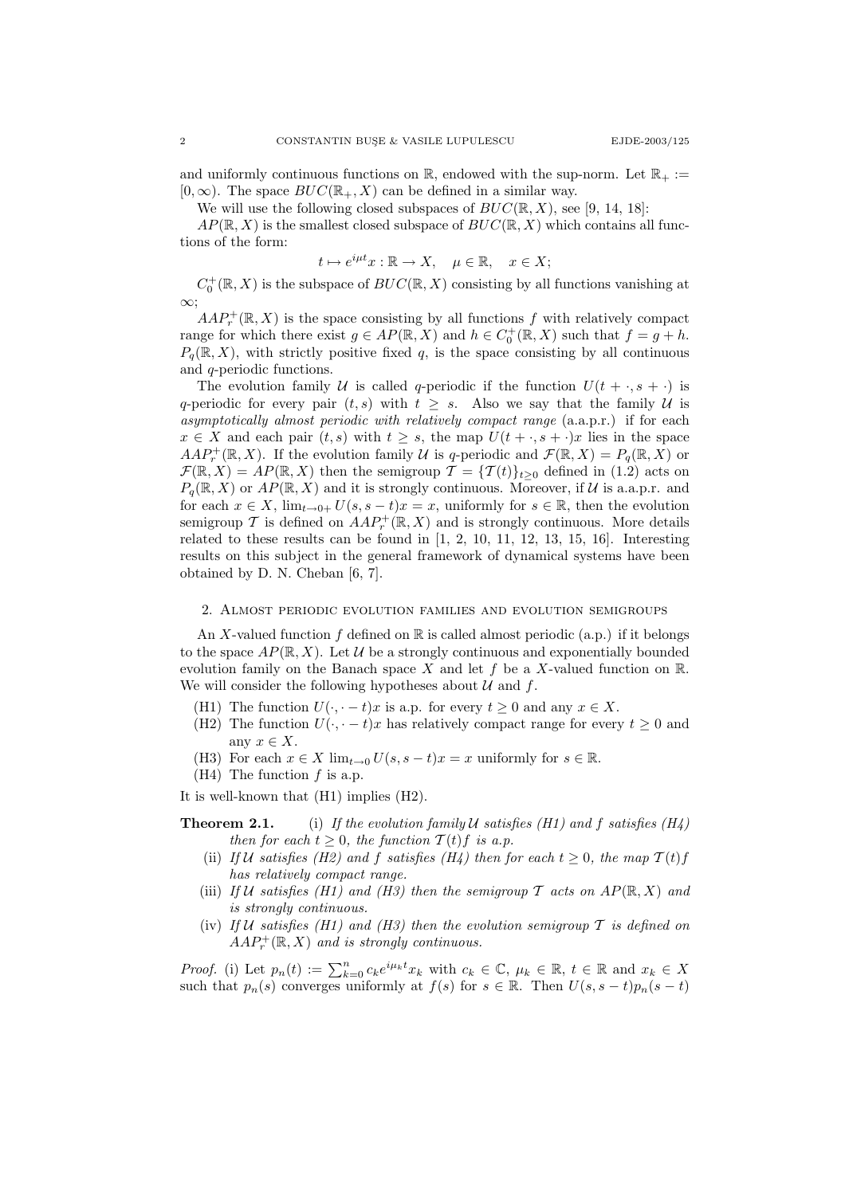and uniformly continuous functions on $\mathbb{R}$, endowed with the sup-norm. Let $\mathbb{R}_+ := [0, \infty)$. The space $BUC(\mathbb{R}_+, X)$ can be defined in a similar way.

We will use the following closed subspaces of $BUC(\mathbb{R}, X)$, see [9, 14, 18]:

$AP(\mathbb{R}, X)$ is the smallest closed subspace of $BUC(\mathbb{R}, X)$ which contains all functions of the form:

$$t \mapsto e^{i\mu t}x : \mathbb{R} \to X, \quad \mu \in \mathbb{R}, \quad x \in X;$$

$C_0^+(\mathbb{R}, X)$ is the subspace of $BUC(\mathbb{R}, X)$ consisting by all functions vanishing at $\infty$;

$AAP_r^+(\mathbb{R}, X)$ is the space consisting by all functions $f$ with relatively compact range for which there exist $g \in AP(\mathbb{R}, X)$ and $h \in C_0^+(\mathbb{R}, X)$ such that $f = g + h$. $P_q(\mathbb{R}, X)$, with strictly positive fixed $q$, is the space consisting by all continuous and $q$-periodic functions.

The evolution family $\mathcal{U}$ is called $q$-periodic if the function $U(t + \cdot, s + \cdot)$ is $q$-periodic for every pair $(t, s)$ with $t \geq s$. Also we say that the family $\mathcal{U}$ is *asymptotically almost periodic with relatively compact range* (a.a.p.r.) if for each $x \in X$ and each pair $(t, s)$ with $t \geq s$, the map $U(t + \cdot, s + \cdot)x$ lies in the space $AAP_r^+(\mathbb{R}, X)$. If the evolution family $\mathcal{U}$ is $q$-periodic and $\mathcal{F}(\mathbb{R}, X) = P_q(\mathbb{R}, X)$ or $\mathcal{F}(\mathbb{R}, X) = AP(\mathbb{R}, X)$ then the semigroup $\mathcal{T} = \{\mathcal{T}(t)\}_{t \geq 0}$ defined in (1.2) acts on $P_q(\mathbb{R}, X)$ or $AP(\mathbb{R}, X)$ and it is strongly continuous. Moreover, if $\mathcal{U}$ is a.a.p.r. and for each $x \in X$, $\lim_{t \to 0+} U(s, s - t)x = x$, uniformly for $s \in \mathbb{R}$, then the evolution semigroup $\mathcal{T}$ is defined on $AAP_r^+(\mathbb{R}, X)$ and is strongly continuous. More details related to these results can be found in [1, 2, 10, 11, 12, 13, 15, 16]. Interesting results on this subject in the general framework of dynamical systems have been obtained by D. N. Cheban [6, 7].

## 2. Almost periodic evolution families and evolution semigroups

An $X$-valued function $f$ defined on $\mathbb{R}$ is called almost periodic (a.p.) if it belongs to the space $AP(\mathbb{R}, X)$. Let $\mathcal{U}$ be a strongly continuous and exponentially bounded evolution family on the Banach space $X$ and let $f$ be a $X$-valued function on $\mathbb{R}$. We will consider the following hypotheses about $\mathcal{U}$ and $f$.

- (H1) The function $U(\cdot, \cdot - t)x$ is a.p. for every $t \geq 0$ and any $x \in X$.
- (H2) The function $U(\cdot, \cdot - t)x$ has relatively compact range for every $t \geq 0$ and any $x \in X$.
- (H3) For each $x \in X$ $\lim_{t \to 0} U(s, s - t)x = x$ uniformly for $s \in \mathbb{R}$.
- (H4) The function $f$ is a.p.

It is well-known that (H1) implies (H2).

**Theorem 2.1.** (i) *If the evolution family $\mathcal{U}$ satisfies (H1) and $f$ satisfies (H4) then for each $t \geq 0$, the function $\mathcal{T}(t)f$ is a.p.*

(ii) *If $\mathcal{U}$ satisfies (H2) and $f$ satisfies (H4) then for each $t \geq 0$, the map $\mathcal{T}(t)f$ has relatively compact range.*

(iii) *If $\mathcal{U}$ satisfies (H1) and (H3) then the semigroup $\mathcal{T}$ acts on $AP(\mathbb{R}, X)$ and is strongly continuous.*

(iv) *If $\mathcal{U}$ satisfies (H1) and (H3) then the evolution semigroup $\mathcal{T}$ is defined on $AAP_r^+(\mathbb{R}, X)$ and is strongly continuous.*

*Proof.* (i) Let $p_n(t) := \sum_{k=0}^{n} c_k e^{i\mu_k t} x_k$ with $c_k \in \mathbb{C}$, $\mu_k \in \mathbb{R}$, $t \in \mathbb{R}$ and $x_k \in X$ such that $p_n(s)$ converges uniformly at $f(s)$ for $s \in \mathbb{R}$. Then $U(s, s - t)p_n(s - t)$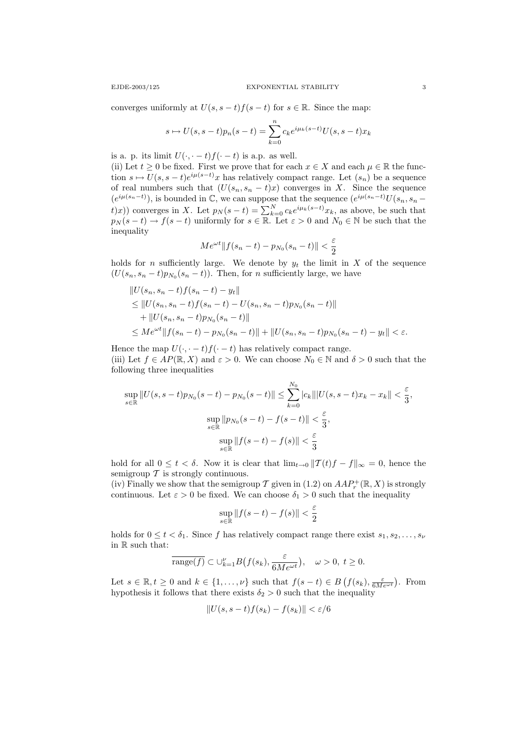converges uniformly at $U(s,s-t)f(s-t)$ for $s \in \mathbb{R}$. Since the map:

$$s \mapsto U(s,s-t)p_n(s-t) = \sum_{k=0}^{n} c_k e^{i\mu_k(s-t)} U(s,s-t)x_k$$

is a. p. its limit $U(\cdot,\cdot-t)f(\cdot-t)$ is a.p. as well.

(ii) Let $t \geq 0$ be fixed. First we prove that for each $x \in X$ and each $\mu \in \mathbb{R}$ the function $s \mapsto U(s,s-t)e^{i\mu(s-t)}x$ has relatively compact range. Let $(s_n)$ be a sequence of real numbers such that $(U(s_n,s_n-t)x)$ converges in $X$. Since the sequence $(e^{i\mu(s_n-t)})$, is bounded in $\mathbb{C}$, we can suppose that the sequence $(e^{i\mu(s_n-t)}U(s_n,s_n-t)x))$ converges in $X$. Let $p_N(s-t) = \sum_{k=0}^{N} c_k e^{i\mu_k(s-t)}x_k$, as above, be such that $p_N(s-t) \to f(s-t)$ uniformly for $s \in \mathbb{R}$. Let $\varepsilon > 0$ and $N_0 \in \mathbb{N}$ be such that the inequality

$$Me^{\omega t}\|f(s_n-t) - p_{N_0}(s_n-t)\| < \frac{\varepsilon}{2}$$

holds for $n$ sufficiently large. We denote by $y_t$ the limit in $X$ of the sequence $(U(s_n,s_n-t)p_{N_0}(s_n-t))$. Then, for $n$ sufficiently large, we have

$$\begin{aligned}
&\|U(s_n,s_n-t)f(s_n-t) - y_t\| \\
&\leq \|U(s_n,s_n-t)f(s_n-t) - U(s_n,s_n-t)p_{N_0}(s_n-t)\| \\
&\quad + \|U(s_n,s_n-t)p_{N_0}(s_n-t)\| \\
&\leq Me^{\omega t}\|f(s_n-t) - p_{N_0}(s_n-t)\| + \|U(s_n,s_n-t)p_{N_0}(s_n-t) - y_t\| < \varepsilon.
\end{aligned}$$

Hence the map $U(\cdot,\cdot-t)f(\cdot-t)$ has relatively compact range.

(iii) Let $f \in AP(\mathbb{R},X)$ and $\varepsilon > 0$. We can choose $N_0 \in \mathbb{N}$ and $\delta > 0$ such that the following three inequalities

$$\sup_{s\in\mathbb{R}} \|U(s,s-t)p_{N_0}(s-t) - p_{N_0}(s-t)\| \leq \sum_{k=0}^{N_0} |c_k|\|U(s,s-t)x_k - x_k\| < \frac{\varepsilon}{3},$$

$$\sup_{s\in\mathbb{R}} \|p_{N_0}(s-t) - f(s-t)\| < \frac{\varepsilon}{3},$$

$$\sup_{s\in\mathbb{R}} \|f(s-t) - f(s)\| < \frac{\varepsilon}{3}$$

hold for all $0 \leq t < \delta$. Now it is clear that $\lim_{t\to 0} \|\mathcal{T}(t)f - f\|_\infty = 0$, hence the semigroup $\mathcal{T}$ is strongly continuous.

(iv) Finally we show that the semigroup $\mathcal{T}$ given in (1.2) on $AAP_r^+(\mathbb{R},X)$ is strongly continuous. Let $\varepsilon > 0$ be fixed. We can choose $\delta_1 > 0$ such that the inequality

$$\sup_{s\in\mathbb{R}} \|f(s-t) - f(s)\| < \frac{\varepsilon}{2}$$

holds for $0 \leq t < \delta_1$. Since $f$ has relatively compact range there exist $s_1, s_2, \dots, s_\nu$ in $\mathbb{R}$ such that:

$$\overline{\text{range}(f)} \subset \cup_{k=1}^{\nu} B\big(f(s_k), \frac{\varepsilon}{6Me^{\omega t}}\big), \quad \omega > 0,\ t \geq 0.$$

Let $s \in \mathbb{R}, t \geq 0$ and $k \in \{1,\dots,\nu\}$ such that $f(s-t) \in B\left(f(s_k), \frac{\varepsilon}{6Me^{\omega t}}\right)$. From hypothesis it follows that there exists $\delta_2 > 0$ such that the inequality

$$\|U(s,s-t)f(s_k) - f(s_k)\| < \varepsilon/6$$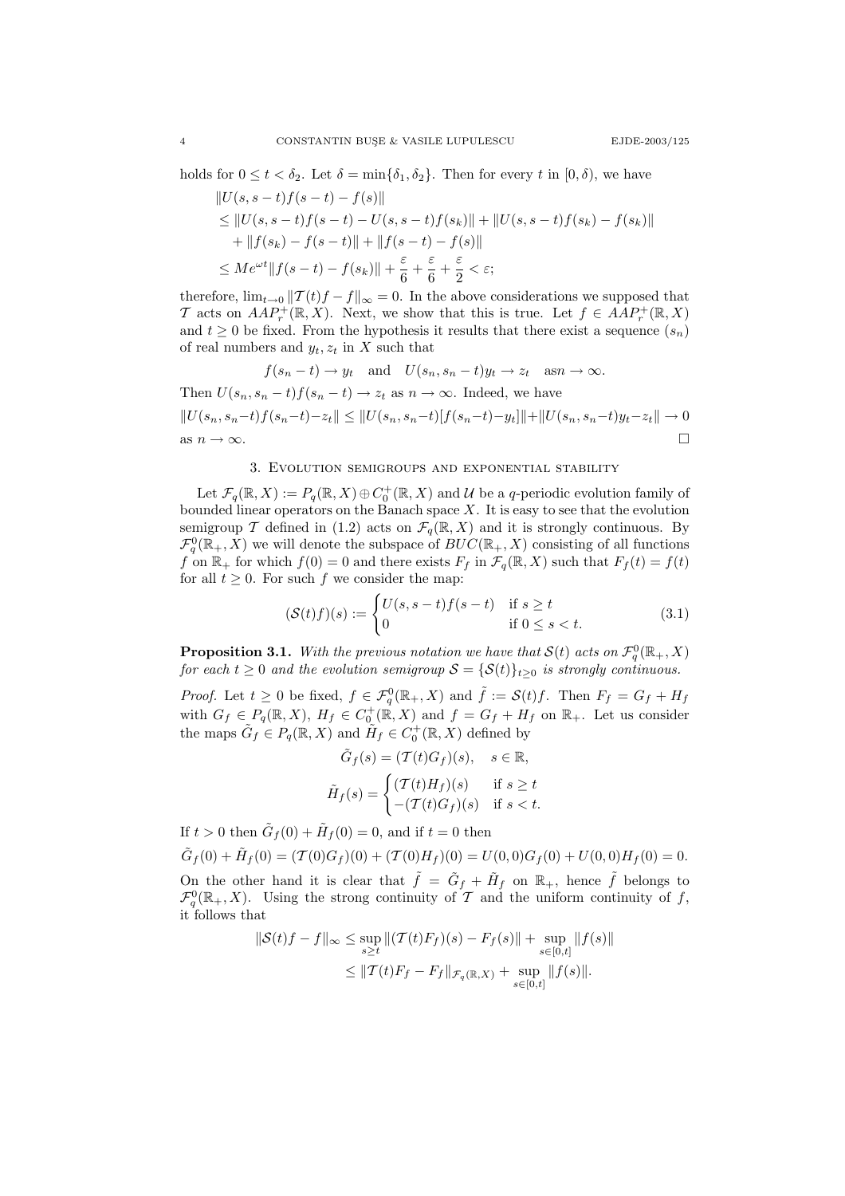holds for $0 \le t < \delta_2$. Let $\delta = \min\{\delta_1, \delta_2\}$. Then for every $t$ in $[0, \delta)$, we have

$$
\begin{aligned}
&\|U(s, s-t)f(s-t) - f(s)\| \\
&\le \|U(s, s-t)f(s-t) - U(s, s-t)f(s_k)\| + \|U(s, s-t)f(s_k) - f(s_k)\| \\
&\quad + \|f(s_k) - f(s-t)\| + \|f(s-t) - f(s)\| \\
&\le Me^{\omega t}\|f(s-t) - f(s_k)\| + \frac{\varepsilon}{6} + \frac{\varepsilon}{6} + \frac{\varepsilon}{2} < \varepsilon;
\end{aligned}
$$

therefore, $\lim_{t\to 0} \|\mathcal{T}(t)f - f\|_\infty = 0$. In the above considerations we supposed that $\mathcal{T}$ acts on $AAP_r^+(\mathbb{R}, X)$. Next, we show that this is true. Let $f \in AAP_r^+(\mathbb{R}, X)$ and $t \ge 0$ be fixed. From the hypothesis it results that there exist a sequence $(s_n)$ of real numbers and $y_t, z_t$ in $X$ such that

$$
f(s_n - t) \to y_t \quad \text{and} \quad U(s_n, s_n - t)y_t \to z_t \quad \text{as} n \to \infty.
$$

Then $U(s_n, s_n - t)f(s_n - t) \to z_t$ as $n \to \infty$. Indeed, we have

$$
\|U(s_n, s_n-t)f(s_n-t) - z_t\| \le \|U(s_n, s_n-t)[f(s_n-t) - y_t]\| + \|U(s_n, s_n-t)y_t - z_t\| \to 0
$$

as $n \to \infty$. $\square$

## 3. Evolution semigroups and exponential stability

Let $\mathcal{F}_q(\mathbb{R}, X) := P_q(\mathbb{R}, X) \oplus C_0^+(\mathbb{R}, X)$ and $\mathcal{U}$ be a $q$-periodic evolution family of bounded linear operators on the Banach space $X$. It is easy to see that the evolution semigroup $\mathcal{T}$ defined in (1.2) acts on $\mathcal{F}_q(\mathbb{R}, X)$ and it is strongly continuous. By $\mathcal{F}_q^0(\mathbb{R}_+, X)$ we will denote the subspace of $BUC(\mathbb{R}_+, X)$ consisting of all functions $f$ on $\mathbb{R}_+$ for which $f(0) = 0$ and there exists $F_f$ in $\mathcal{F}_q(\mathbb{R}, X)$ such that $F_f(t) = f(t)$ for all $t \ge 0$. For such $f$ we consider the map:

$$
(\mathcal{S}(t)f)(s) := \begin{cases} U(s, s-t)f(s-t) & \text{if } s \ge t \\ 0 & \text{if } 0 \le s < t. \end{cases} \tag{3.1}
$$

**Proposition 3.1.** *With the previous notation we have that $\mathcal{S}(t)$ acts on $\mathcal{F}_q^0(\mathbb{R}_+, X)$ for each $t \ge 0$ and the evolution semigroup $\mathcal{S} = \{\mathcal{S}(t)\}_{t\ge 0}$ is strongly continuous.*

*Proof.* Let $t \ge 0$ be fixed, $f \in \mathcal{F}_q^0(\mathbb{R}_+, X)$ and $\tilde{f} := \mathcal{S}(t)f$. Then $F_f = G_f + H_f$ with $G_f \in P_q(\mathbb{R}, X)$, $H_f \in C_0^+(\mathbb{R}, X)$ and $f = G_f + H_f$ on $\mathbb{R}_+$. Let us consider the maps $\tilde{G}_f \in P_q(\mathbb{R}, X)$ and $\tilde{H}_f \in C_0^+(\mathbb{R}, X)$ defined by

$$
\tilde{G}_f(s) = (\mathcal{T}(t)G_f)(s), \quad s \in \mathbb{R},
$$

$$
\tilde{H}_f(s) = \begin{cases} (\mathcal{T}(t)H_f)(s) & \text{if } s \ge t \\ -(\mathcal{T}(t)G_f)(s) & \text{if } s < t. \end{cases}
$$

If $t > 0$ then $\tilde{G}_f(0) + \tilde{H}_f(0) = 0$, and if $t = 0$ then

$$
\tilde{G}_f(0) + \tilde{H}_f(0) = (\mathcal{T}(0)G_f)(0) + (\mathcal{T}(0)H_f)(0) = U(0,0)G_f(0) + U(0,0)H_f(0) = 0.
$$

On the other hand it is clear that $\tilde{f} = \tilde{G}_f + \tilde{H}_f$ on $\mathbb{R}_+$, hence $\tilde{f}$ belongs to $\mathcal{F}_q^0(\mathbb{R}_+, X)$. Using the strong continuity of $\mathcal{T}$ and the uniform continuity of $f$, it follows that

$$
\begin{aligned}
\|\mathcal{S}(t)f - f\|_\infty &\le \sup_{s\ge t} \|(\mathcal{T}(t)F_f)(s) - F_f(s)\| + \sup_{s\in[0,t]} \|f(s)\| \\
&\le \|\mathcal{T}(t)F_f - F_f\|_{\mathcal{F}_q(\mathbb{R},X)} + \sup_{s\in[0,t]} \|f(s)\|.
\end{aligned}
$$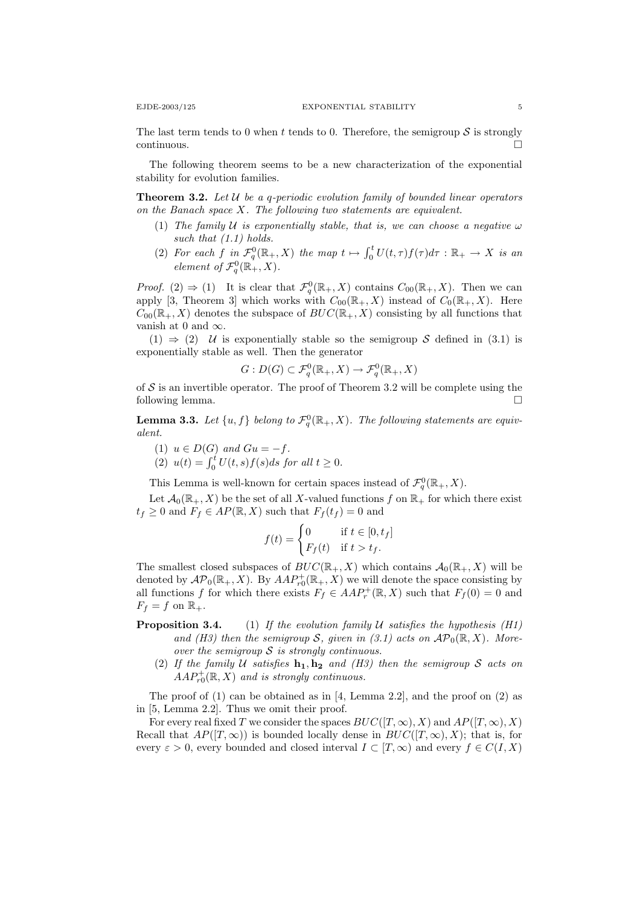The last term tends to 0 when $t$ tends to 0. Therefore, the semigroup $\mathcal{S}$ is strongly continuous. $\square$

The following theorem seems to be a new characterization of the exponential stability for evolution families.

**Theorem 3.2.** *Let $\mathcal{U}$ be a q-periodic evolution family of bounded linear operators on the Banach space $X$. The following two statements are equivalent.*

1. *The family $\mathcal{U}$ is exponentially stable, that is, we can choose a negative $\omega$ such that (1.1) holds.*
2. *For each $f$ in $\mathcal{F}_q^0(\mathbb{R}_+, X)$ the map $t \mapsto \int_0^t U(t,\tau)f(\tau)d\tau : \mathbb{R}_+ \to X$ is an element of $\mathcal{F}_q^0(\mathbb{R}_+, X)$.*

*Proof.* (2) $\Rightarrow$ (1) It is clear that $\mathcal{F}_q^0(\mathbb{R}_+, X)$ contains $C_{00}(\mathbb{R}_+, X)$. Then we can apply [3, Theorem 3] which works with $C_{00}(\mathbb{R}_+, X)$ instead of $C_0(\mathbb{R}_+, X)$. Here $C_{00}(\mathbb{R}_+, X)$ denotes the subspace of $BUC(\mathbb{R}_+, X)$ consisting by all functions that vanish at 0 and $\infty$.

(1) $\Rightarrow$ (2) $\mathcal{U}$ is exponentially stable so the semigroup $\mathcal{S}$ defined in (3.1) is exponentially stable as well. Then the generator

$$G : D(G) \subset \mathcal{F}_q^0(\mathbb{R}_+, X) \to \mathcal{F}_q^0(\mathbb{R}_+, X)$$

of $\mathcal{S}$ is an invertible operator. The proof of Theorem 3.2 will be complete using the following lemma. $\square$

**Lemma 3.3.** *Let $\{u, f\}$ belong to $\mathcal{F}_q^0(\mathbb{R}_+, X)$. The following statements are equivalent.*

1. *$u \in D(G)$ and $Gu = -f$.*
2. *$u(t) = \int_0^t U(t,s)f(s)ds$ for all $t \geq 0$.*

This Lemma is well-known for certain spaces instead of $\mathcal{F}_q^0(\mathbb{R}_+, X)$.

Let $\mathcal{A}_0(\mathbb{R}_+, X)$ be the set of all $X$-valued functions $f$ on $\mathbb{R}_+$ for which there exist $t_f \geq 0$ and $F_f \in AP(\mathbb{R}, X)$ such that $F_f(t_f) = 0$ and

$$f(t) = \begin{cases} 0 & \text{if } t \in [0, t_f] \\ F_f(t) & \text{if } t > t_f. \end{cases}$$

The smallest closed subspaces of $BUC(\mathbb{R}_+, X)$ which contains $\mathcal{A}_0(\mathbb{R}_+, X)$ will be denoted by $\mathcal{AP}_0(\mathbb{R}_+, X)$. By $AAP_{r0}^+(\mathbb{R}_+, X)$ we will denote the space consisting by all functions $f$ for which there exists $F_f \in AAP_r^+(\mathbb{R}, X)$ such that $F_f(0) = 0$ and $F_f = f$ on $\mathbb{R}_+$.

**Proposition 3.4.**
1. *If the evolution family $\mathcal{U}$ satisfies the hypothesis (H1) and (H3) then the semigroup $\mathcal{S}$, given in (3.1) acts on $\mathcal{AP}_0(\mathbb{R}, X)$. Moreover the semigroup $\mathcal{S}$ is strongly continuous.*
2. *If the family $\mathcal{U}$ satisfies $\mathbf{h_1}, \mathbf{h_2}$ and (H3) then the semigroup $\mathcal{S}$ acts on $AAP_{r0}^+(\mathbb{R}, X)$ and is strongly continuous.*

The proof of (1) can be obtained as in [4, Lemma 2.2], and the proof on (2) as in [5, Lemma 2.2]. Thus we omit their proof.

For every real fixed $T$ we consider the spaces $BUC([T,\infty), X)$ and $AP([T,\infty), X)$ Recall that $AP([T,\infty))$ is bounded locally dense in $BUC([T,\infty), X)$; that is, for every $\varepsilon > 0$, every bounded and closed interval $I \subset [T,\infty)$ and every $f \in C(I, X)$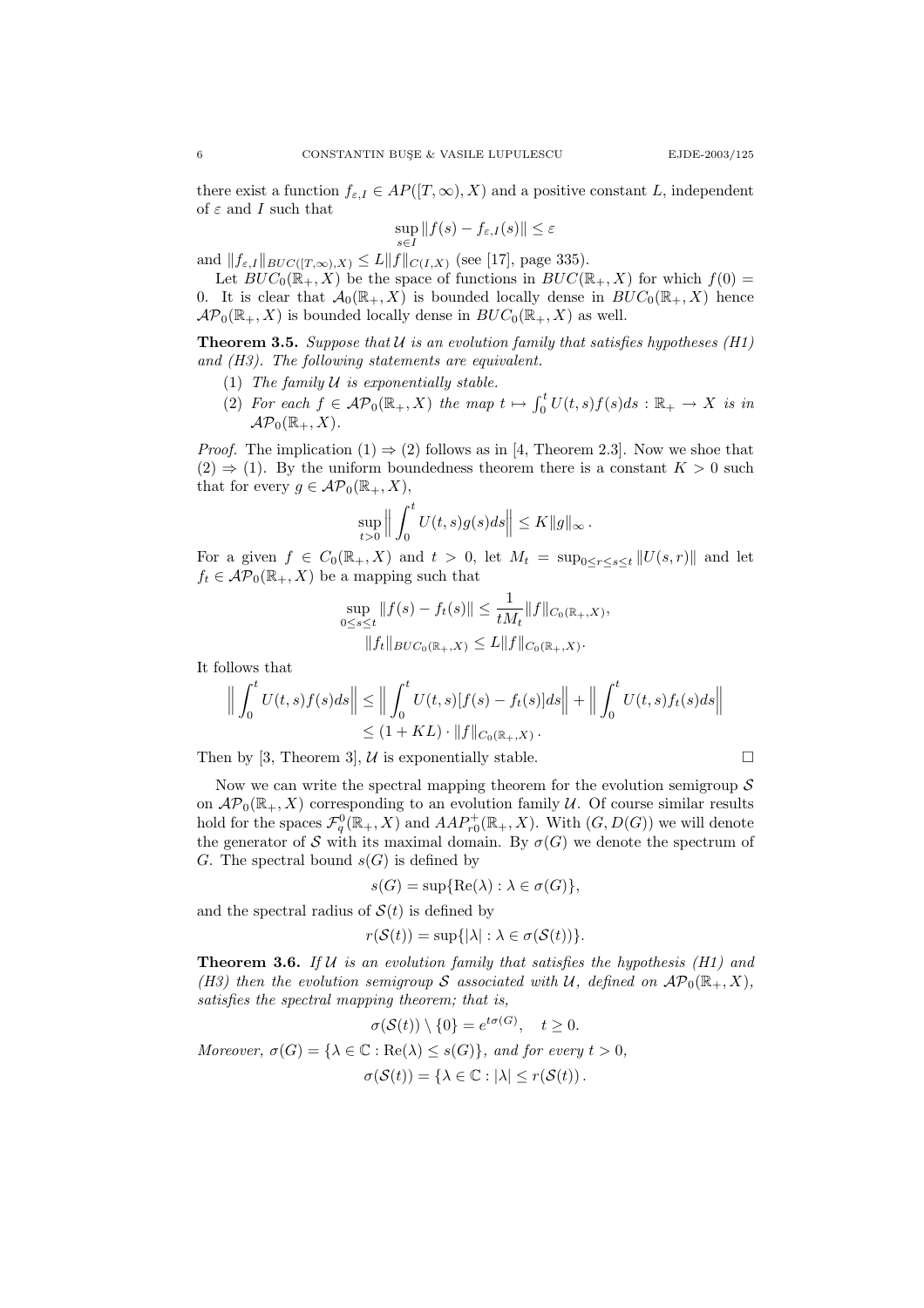there exist a function $f_{\varepsilon,I} \in AP([T,\infty),X)$ and a positive constant $L$, independent of $\varepsilon$ and $I$ such that

$$\sup_{s\in I}\|f(s)-f_{\varepsilon,I}(s)\| \le \varepsilon$$

and $\|f_{\varepsilon,I}\|_{BUC([T,\infty),X)} \le L\|f\|_{C(I,X)}$ (see [17], page 335).

Let $BUC_0(\mathbb{R}_+,X)$ be the space of functions in $BUC(\mathbb{R}_+,X)$ for which $f(0)=0$. It is clear that $\mathcal{A}_0(\mathbb{R}_+,X)$ is bounded locally dense in $BUC_0(\mathbb{R}_+,X)$ hence $\mathcal{AP}_0(\mathbb{R}_+,X)$ is bounded locally dense in $BUC_0(\mathbb{R}_+,X)$ as well.

**Theorem 3.5.** *Suppose that $\mathcal{U}$ is an evolution family that satisfies hypotheses (H1) and (H3). The following statements are equivalent.*

1. *The family $\mathcal{U}$ is exponentially stable.*
2. *For each $f \in \mathcal{AP}_0(\mathbb{R}_+,X)$ the map $t \mapsto \int_0^t U(t,s)f(s)ds : \mathbb{R}_+ \to X$ is in $\mathcal{AP}_0(\mathbb{R}_+,X)$.*

*Proof.* The implication (1) $\Rightarrow$ (2) follows as in [4, Theorem 2.3]. Now we shoe that (2) $\Rightarrow$ (1). By the uniform boundedness theorem there is a constant $K>0$ such that for every $g \in \mathcal{AP}_0(\mathbb{R}_+,X)$,

$$\sup_{t>0}\Big\|\int_0^t U(t,s)g(s)ds\Big\| \le K\|g\|_\infty .$$

For a given $f \in C_0(\mathbb{R}_+,X)$ and $t>0$, let $M_t = \sup_{0\le r\le s\le t}\|U(s,r)\|$ and let $f_t \in \mathcal{AP}_0(\mathbb{R}_+,X)$ be a mapping such that

$$\sup_{0\le s\le t}\|f(s)-f_t(s)\| \le \frac{1}{tM_t}\|f\|_{C_0(\mathbb{R}_+,X)},$$
$$\|f_t\|_{BUC_0(\mathbb{R}_+,X)} \le L\|f\|_{C_0(\mathbb{R}_+,X)}.$$

It follows that

$$\begin{aligned}\Big\|\int_0^t U(t,s)f(s)ds\Big\| &\le \Big\|\int_0^t U(t,s)[f(s)-f_t(s)]ds\Big\| + \Big\|\int_0^t U(t,s)f_t(s)ds\Big\| \\ &\le (1+KL)\cdot\|f\|_{C_0(\mathbb{R}_+,X)}\,.\end{aligned}$$

Then by [3, Theorem 3], $\mathcal{U}$ is exponentially stable. $\square$

Now we can write the spectral mapping theorem for the evolution semigroup $\mathcal{S}$ on $\mathcal{AP}_0(\mathbb{R}_+,X)$ corresponding to an evolution family $\mathcal{U}$. Of course similar results hold for the spaces $\mathcal{F}_q^0(\mathbb{R}_+,X)$ and $AAP_{r0}^+(\mathbb{R}_+,X)$. With $(G,D(G))$ we will denote the generator of $\mathcal{S}$ with its maximal domain. By $\sigma(G)$ we denote the spectrum of $G$. The spectral bound $s(G)$ is defined by

$$s(G)=\sup\{\mathrm{Re}(\lambda) : \lambda\in\sigma(G)\},$$

and the spectral radius of $\mathcal{S}(t)$ is defined by

$$r(\mathcal{S}(t))=\sup\{|\lambda| : \lambda\in\sigma(\mathcal{S}(t))\}.$$

**Theorem 3.6.** *If $\mathcal{U}$ is an evolution family that satisfies the hypothesis (H1) and (H3) then the evolution semigroup $\mathcal{S}$ associated with $\mathcal{U}$, defined on $\mathcal{AP}_0(\mathbb{R}_+,X)$, satisfies the spectral mapping theorem; that is,*

$$\sigma(\mathcal{S}(t))\setminus\{0\} = e^{t\sigma(G)}, \quad t\ge 0.$$

*Moreover, $\sigma(G)=\{\lambda\in\mathbb{C} : \mathrm{Re}(\lambda)\le s(G)\}$, and for every $t>0$,*

$$\sigma(\mathcal{S}(t)) = \{\lambda\in\mathbb{C} : |\lambda|\le r(\mathcal{S}(t))\,.$$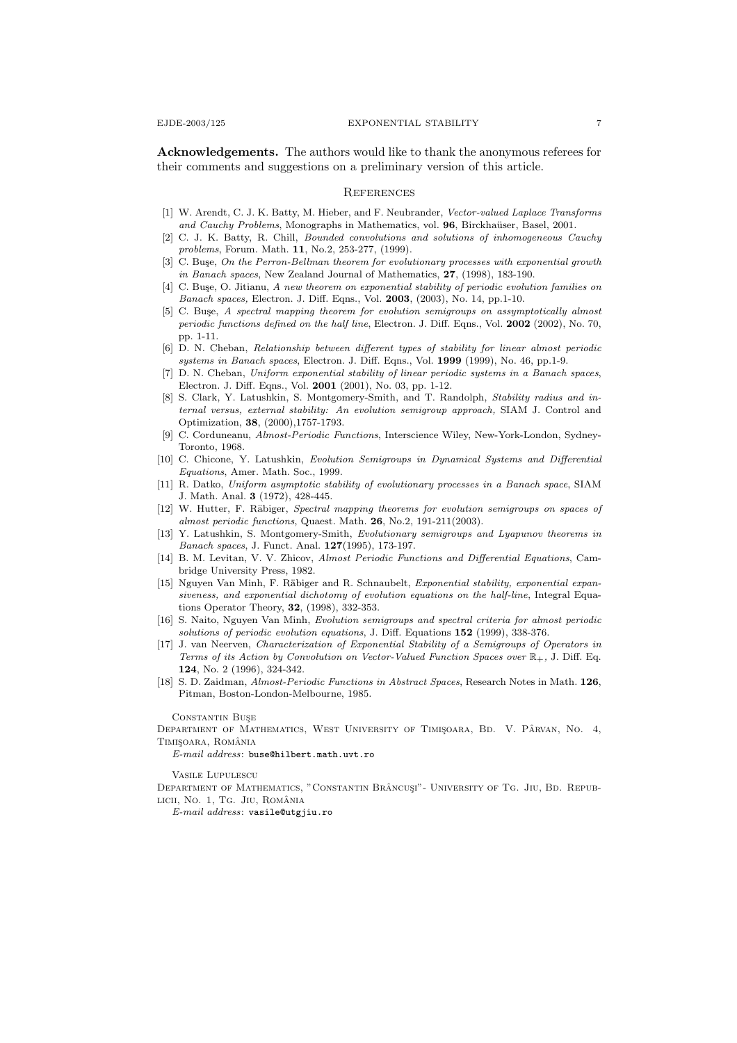**Acknowledgements.** The authors would like to thank the anonymous referees for their comments and suggestions on a preliminary version of this article.

## References

[1] W. Arendt, C. J. K. Batty, M. Hieber, and F. Neubrander, *Vector-valued Laplace Transforms and Cauchy Problems*, Monographs in Mathematics, vol. **96**, Birckhaüser, Basel, 2001.

[2] C. J. K. Batty, R. Chill, *Bounded convolutions and solutions of inhomogeneous Cauchy problems*, Forum. Math. **11**, No.2, 253-277, (1999).

[3] C. Buşe, *On the Perron-Bellman theorem for evolutionary processes with exponential growth in Banach spaces*, New Zealand Journal of Mathematics, **27**, (1998), 183-190.

[4] C. Buşe, O. Jitianu, *A new theorem on exponential stability of periodic evolution families on Banach spaces,* Electron. J. Diff. Eqns., Vol. **2003**, (2003), No. 14, pp.1-10.

[5] C. Buşe, *A spectral mapping theorem for evolution semigroups on assymptotically almost periodic functions defined on the half line*, Electron. J. Diff. Eqns., Vol. **2002** (2002), No. 70, pp. 1-11.

[6] D. N. Cheban, *Relationship between different types of stability for linear almost periodic systems in Banach spaces*, Electron. J. Diff. Eqns., Vol. **1999** (1999), No. 46, pp.1-9.

[7] D. N. Cheban, *Uniform exponential stability of linear periodic systems in a Banach spaces*, Electron. J. Diff. Eqns., Vol. **2001** (2001), No. 03, pp. 1-12.

[8] S. Clark, Y. Latushkin, S. Montgomery-Smith, and T. Randolph, *Stability radius and internal versus, external stability: An evolution semigroup approach,* SIAM J. Control and Optimization, **38**, (2000),1757-1793.

[9] C. Corduneanu, *Almost-Periodic Functions*, Interscience Wiley, New-York-London, Sydney-Toronto, 1968.

[10] C. Chicone, Y. Latushkin, *Evolution Semigroups in Dynamical Systems and Differential Equations*, Amer. Math. Soc., 1999.

[11] R. Datko, *Uniform asymptotic stability of evolutionary processes in a Banach space*, SIAM J. Math. Anal. **3** (1972), 428-445.

[12] W. Hutter, F. Räbiger, *Spectral mapping theorems for evolution semigroups on spaces of almost periodic functions*, Quaest. Math. **26**, No.2, 191-211(2003).

[13] Y. Latushkin, S. Montgomery-Smith, *Evolutionary semigroups and Lyapunov theorems in Banach spaces*, J. Funct. Anal. **127**(1995), 173-197.

[14] B. M. Levitan, V. V. Zhicov, *Almost Periodic Functions and Differential Equations*, Cambridge University Press, 1982.

[15] Nguyen Van Minh, F. Räbiger and R. Schnaubelt, *Exponential stability, exponential expansiveness, and exponential dichotomy of evolution equations on the half-line*, Integral Equations Operator Theory, **32**, (1998), 332-353.

[16] S. Naito, Nguyen Van Minh, *Evolution semigroups and spectral criteria for almost periodic solutions of periodic evolution equations*, J. Diff. Equations **152** (1999), 338-376.

[17] J. van Neerven, *Characterization of Exponential Stability of a Semigroups of Operators in Terms of its Action by Convolution on Vector-Valued Function Spaces over* $\mathbb{R}_+$*,* J. Diff. Eq. **124**, No. 2 (1996), 324-342.

[18] S. D. Zaidman, *Almost-Periodic Functions in Abstract Spaces*, Research Notes in Math. **126**, Pitman, Boston-London-Melbourne, 1985.

Constantin Buşe
Department of Mathematics, West University of Timişoara, Bd. V. Pârvan, No. 4, Timişoara, România
*E-mail address*: buse@hilbert.math.uvt.ro

Vasile Lupulescu
Department of Mathematics, "Constantin Brâncuşi"- University of Tg. Jiu, Bd. Republicii, No. 1, Tg. Jiu, România
*E-mail address*: vasile@utgjiu.ro